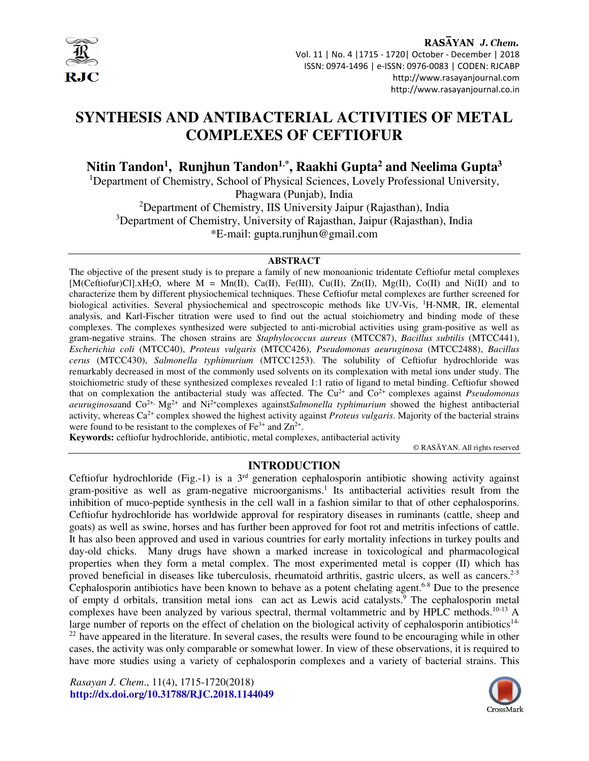# SYNTHESIS AND ANTIBACTERIAL ACTIVITIES OF METAL COMPLEXES OF CEFTIOFUR

**Nitin Tandon[1], Runjhun Tandon[1,*], Raakhi Gupta[2] and Neelima Gupta[3]**

[1]Department of Chemistry, School of Physical Sciences, Lovely Professional University, Phagwara (Punjab), India

[2]Department of Chemistry, IIS University Jaipur (Rajasthan), India

[3]Department of Chemistry, University of Rajasthan, Jaipur (Rajasthan), India

*E-mail: gupta.runjhun@gmail.com

## ABSTRACT

The objective of the present study is to prepare a family of new monoanionic tridentate Ceftiofur metal complexes [M(Ceftiofur)Cl].x$H_2O$, where M = Mn(II), Ca(II), Fe(III), Cu(II), Zn(II), Mg(II), Co(II) and Ni(II) and to characterize them by different physiochemical techniques. These Ceftiofur metal complexes are further screened for biological activities. Several physiochemical and spectroscopic methods like UV-Vis, $^1$H-NMR, IR, elemental analysis, and Karl-Fischer titration were used to find out the actual stoichiometry and binding mode of these complexes. The complexes synthesized were subjected to anti-microbial activities using gram-positive as well as gram-negative strains. The chosen strains are *Staphylococcus aureus* (MTCC87), *Bacillus subtilis* (MTCC441), *Escherichia coli* (MTCC40), *Proteus vulgaris* (MTCC426), *Pseudomonas aeuruginosa* (MTCC2488), *Bacillus cerus* (MTCC430), *Salmonella typhimurium* (MTCC1253). The solubility of Ceftiofur hydrochloride was remarkably decreased in most of the commonly used solvents on its complexation with metal ions under study. The stoichiometric study of these synthesized complexes revealed 1:1 ratio of ligand to metal binding. Ceftiofur showed that on complexation the antibacterial study was affected. The $Cu^{2+}$ and $Co^{2+}$ complexes against *Pseudomonas aeuruginosa*and $Co^{2+}$, $Mg^{2+}$ and $Ni^{2+}$complexes against*Salmonella typhimurium* showed the highest antibacterial activity, whereas $Ca^{2+}$ complex showed the highest activity against *Proteus vulgaris*. Majority of the bacterial strains were found to be resistant to the complexes of $Fe^{3+}$ and $Zn^{2+}$.

**Keywords:** ceftiofur hydrochloride, antibiotic, metal complexes, antibacterial activity

© RASĀYAN. All rights reserved

## INTRODUCTION

Ceftiofur hydrochloride (Fig.-1) is a 3rd generation cephalosporin antibiotic showing activity against gram-positive as well as gram-negative microorganisms.[1] Its antibacterial activities result from the inhibition of muco-peptide synthesis in the cell wall in a fashion similar to that of other cephalosporins. Ceftiofur hydrochloride has worldwide approval for respiratory diseases in ruminants (cattle, sheep and goats) as well as swine, horses and has further been approved for foot rot and metritis infections of cattle. It has also been approved and used in various countries for early mortality infections in turkey poults and day-old chicks. Many drugs have shown a marked increase in toxicological and pharmacological properties when they form a metal complex. The most experimented metal is copper (II) which has proved beneficial in diseases like tuberculosis, rheumatoid arthritis, gastric ulcers, as well as cancers.[2-5] Cephalosporin antibiotics have been known to behave as a potent chelating agent.[6-8] Due to the presence of empty d orbitals, transition metal ions can act as Lewis acid catalysts.[9] The cephalosporin metal complexes have been analyzed by various spectral, thermal voltammetric and by HPLC methods.[10-13] A large number of reports on the effect of chelation on the biological activity of cephalosporin antibiotics[14-22] have appeared in the literature. In several cases, the results were found to be encouraging while in other cases, the activity was only comparable or somewhat lower. In view of these observations, it is required to have more studies using a variety of cephalosporin complexes and a variety of bacterial strains. This

*Rasayan J. Chem.*, 11(4), 1715-1720(2018)
**http://dx.doi.org/10.31788/RJC.2018.1144049**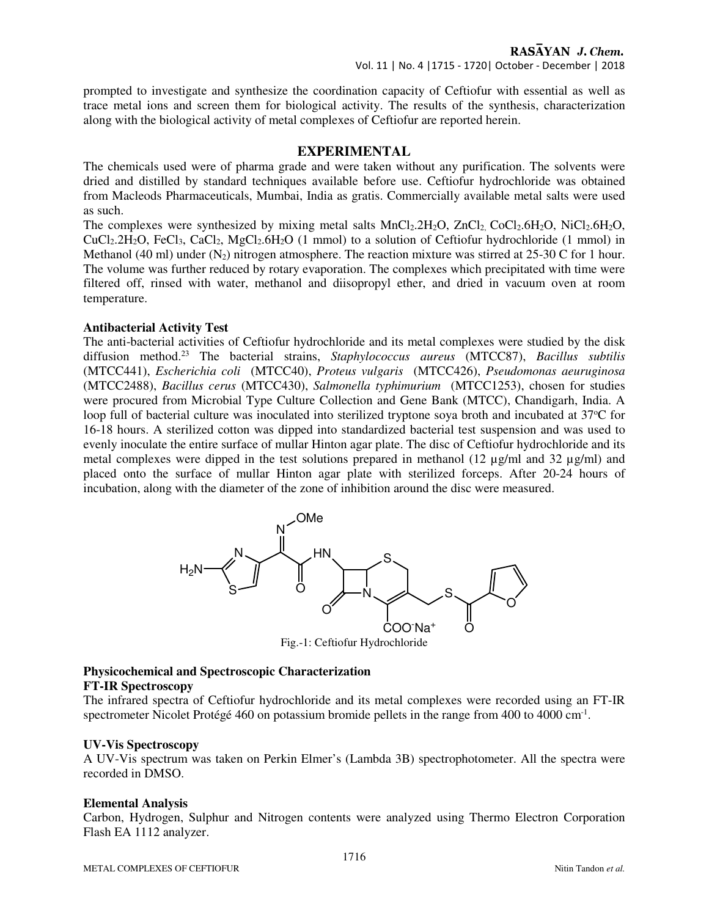prompted to investigate and synthesize the coordination capacity of Ceftiofur with essential as well as trace metal ions and screen them for biological activity. The results of the synthesis, characterization along with the biological activity of metal complexes of Ceftiofur are reported herein.

## EXPERIMENTAL

The chemicals used were of pharma grade and were taken without any purification. The solvents were dried and distilled by standard techniques available before use. Ceftiofur hydrochloride was obtained from Macleods Pharmaceuticals, Mumbai, India as gratis. Commercially available metal salts were used as such.

The complexes were synthesized by mixing metal salts $MnCl_2.2H_2O$, $ZnCl_2$, $CoCl_2.6H_2O$, $NiCl_2.6H_2O$, $CuCl_2.2H_2O$, $FeCl_3$, $CaCl_2$, $MgCl_2.6H_2O$ (1 mmol) to a solution of Ceftiofur hydrochloride (1 mmol) in Methanol (40 ml) under ($N_2$) nitrogen atmosphere. The reaction mixture was stirred at 25-30 C for 1 hour. The volume was further reduced by rotary evaporation. The complexes which precipitated with time were filtered off, rinsed with water, methanol and diisopropyl ether, and dried in vacuum oven at room temperature.

### Antibacterial Activity Test

The anti-bacterial activities of Ceftiofur hydrochloride and its metal complexes were studied by the disk diffusion method.[23] The bacterial strains, *Staphylococcus aureus* (MTCC87), *Bacillus subtilis* (MTCC441), *Escherichia coli* (MTCC40), *Proteus vulgaris* (MTCC426), *Pseudomonas aeuruginosa* (MTCC2488), *Bacillus cerus* (MTCC430), *Salmonella typhimurium* (MTCC1253), chosen for studies were procured from Microbial Type Culture Collection and Gene Bank (MTCC), Chandigarh, India. A loop full of bacterial culture was inoculated into sterilized tryptone soya broth and incubated at 37°C for 16-18 hours. A sterilized cotton was dipped into standardized bacterial test suspension and was used to evenly inoculate the entire surface of mullar Hinton agar plate. The disc of Ceftiofur hydrochloride and its metal complexes were dipped in the test solutions prepared in methanol (12 µg/ml and 32 µg/ml) and placed onto the surface of mullar Hinton agar plate with sterilized forceps. After 20-24 hours of incubation, along with the diameter of the zone of inhibition around the disc were measured.

Fig.-1: Ceftiofur Hydrochloride

### Physicochemical and Spectroscopic Characterization

### FT-IR Spectroscopy

The infrared spectra of Ceftiofur hydrochloride and its metal complexes were recorded using an FT-IR spectrometer Nicolet Protégé 460 on potassium bromide pellets in the range from 400 to 4000 $cm^{-1}$.

### UV-Vis Spectroscopy

A UV-Vis spectrum was taken on Perkin Elmer's (Lambda 3B) spectrophotometer. All the spectra were recorded in DMSO.

### Elemental Analysis

Carbon, Hydrogen, Sulphur and Nitrogen contents were analyzed using Thermo Electron Corporation Flash EA 1112 analyzer.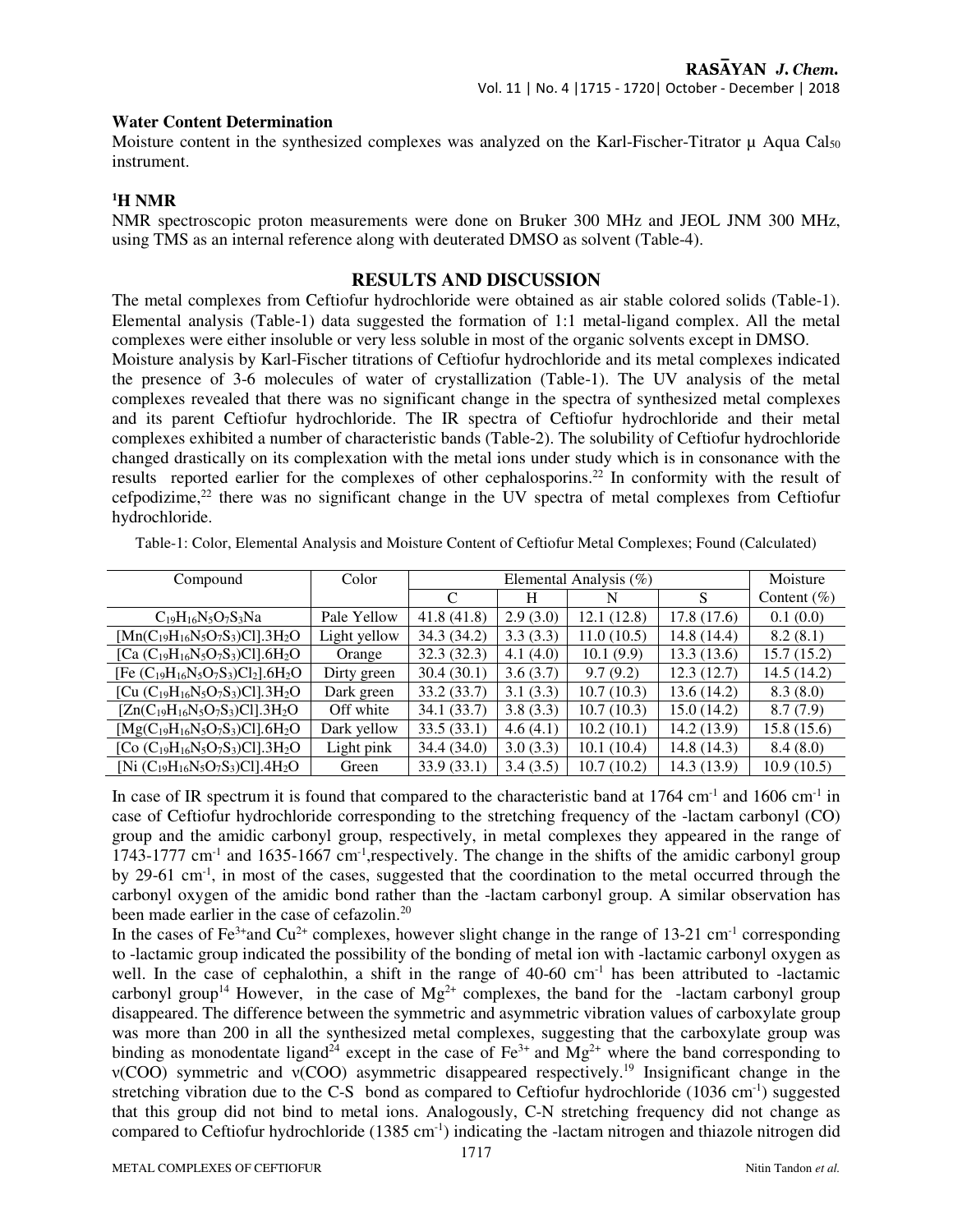### Water Content Determination

Moisture content in the synthesized complexes was analyzed on the Karl-Fischer-Titrator μ Aqua $Cal_{50}$ instrument.

### $^1$H NMR

NMR spectroscopic proton measurements were done on Bruker 300 MHz and JEOL JNM 300 MHz, using TMS as an internal reference along with deuterated DMSO as solvent (Table-4).

## RESULTS AND DISCUSSION

The metal complexes from Ceftiofur hydrochloride were obtained as air stable colored solids (Table-1). Elemental analysis (Table-1) data suggested the formation of 1:1 metal-ligand complex. All the metal complexes were either insoluble or very less soluble in most of the organic solvents except in DMSO.

Moisture analysis by Karl-Fischer titrations of Ceftiofur hydrochloride and its metal complexes indicated the presence of 3-6 molecules of water of crystallization (Table-1). The UV analysis of the metal complexes revealed that there was no significant change in the spectra of synthesized metal complexes and its parent Ceftiofur hydrochloride. The IR spectra of Ceftiofur hydrochloride and their metal complexes exhibited a number of characteristic bands (Table-2). The solubility of Ceftiofur hydrochloride changed drastically on its complexation with the metal ions under study which is in consonance with the results reported earlier for the complexes of other cephalosporins.[22] In conformity with the result of cefpodizime,[22] there was no significant change in the UV spectra of metal complexes from Ceftiofur hydrochloride.

Table-1: Color, Elemental Analysis and Moisture Content of Ceftiofur Metal Complexes; Found (Calculated)

| Compound | Color | Elemental Analysis (%) | | | | Moisture Content (%) |
|---|---|---|---|---|---|---|
| | | C | H | N | S | |
| $C_{19}H_{16}N_5O_7S_3Na$ | Pale Yellow | 41.8 (41.8) | 2.9 (3.0) | 12.1 (12.8) | 17.8 (17.6) | 0.1 (0.0) |
| $[Mn(C_{19}H_{16}N_5O_7S_3)Cl].3H_2O$ | Light yellow | 34.3 (34.2) | 3.3 (3.3) | 11.0 (10.5) | 14.8 (14.4) | 8.2 (8.1) |
| $[Ca(C_{19}H_{16}N_5O_7S_3)Cl].6H_2O$ | Orange | 32.3 (32.3) | 4.1 (4.0) | 10.1 (9.9) | 13.3 (13.6) | 15.7 (15.2) |
| $[Fe(C_{19}H_{16}N_5O_7S_3)Cl_2].6H_2O$ | Dirty green | 30.4 (30.1) | 3.6 (3.7) | 9.7 (9.2) | 12.3 (12.7) | 14.5 (14.2) |
| $[Cu(C_{19}H_{16}N_5O_7S_3)Cl].3H_2O$ | Dark green | 33.2 (33.7) | 3.1 (3.3) | 10.7 (10.3) | 13.6 (14.2) | 8.3 (8.0) |
| $[Zn(C_{19}H_{16}N_5O_7S_3)Cl].3H_2O$ | Off white | 34.1 (33.7) | 3.8 (3.3) | 10.7 (10.3) | 15.0 (14.2) | 8.7 (7.9) |
| $[Mg(C_{19}H_{16}N_5O_7S_3)Cl].6H_2O$ | Dark yellow | 33.5 (33.1) | 4.6 (4.1) | 10.2 (10.1) | 14.2 (13.9) | 15.8 (15.6) |
| $[Co(C_{19}H_{16}N_5O_7S_3)Cl].3H_2O$ | Light pink | 34.4 (34.0) | 3.0 (3.3) | 10.1 (10.4) | 14.8 (14.3) | 8.4 (8.0) |
| $[Ni(C_{19}H_{16}N_5O_7S_3)Cl].4H_2O$ | Green | 33.9 (33.1) | 3.4 (3.5) | 10.7 (10.2) | 14.3 (13.9) | 10.9 (10.5) |

In case of IR spectrum it is found that compared to the characteristic band at 1764 cm$^{-1}$ and 1606 cm$^{-1}$ in case of Ceftiofur hydrochloride corresponding to the stretching frequency of the -lactam carbonyl (CO) group and the amidic carbonyl group, respectively, in metal complexes they appeared in the range of 1743-1777 cm$^{-1}$ and 1635-1667 cm$^{-1}$,respectively. The change in the shifts of the amidic carbonyl group by 29-61 cm$^{-1}$, in most of the cases, suggested that the coordination to the metal occurred through the carbonyl oxygen of the amidic bond rather than the -lactam carbonyl group. A similar observation has been made earlier in the case of cefazolin.[20]

In the cases of $Fe^{3+}$and $Cu^{2+}$ complexes, however slight change in the range of 13-21 cm$^{-1}$ corresponding to -lactamic group indicated the possibility of the bonding of metal ion with -lactamic carbonyl oxygen as well. In the case of cephalothin, a shift in the range of 40-60 cm$^{-1}$ has been attributed to -lactamic carbonyl group[14] However, in the case of $Mg^{2+}$ complexes, the band for the -lactam carbonyl group disappeared. The difference between the symmetric and asymmetric vibration values of carboxylate group was more than 200 in all the synthesized metal complexes, suggesting that the carboxylate group was binding as monodentate ligand[24] except in the case of $Fe^{3+}$ and $Mg^{2+}$ where the band corresponding to ν(COO) symmetric and ν(COO) asymmetric disappeared respectively.[19] Insignificant change in the stretching vibration due to the C-S bond as compared to Ceftiofur hydrochloride (1036 cm$^{-1}$) suggested that this group did not bind to metal ions. Analogously, C-N stretching frequency did not change as compared to Ceftiofur hydrochloride (1385 cm$^{-1}$) indicating the -lactam nitrogen and thiazole nitrogen did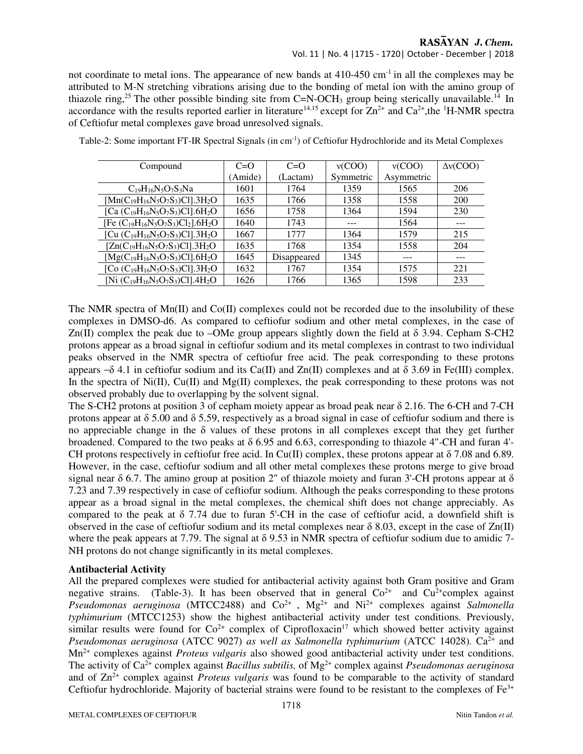not coordinate to metal ions. The appearance of new bands at 410-450 $cm^{-1}$ in all the complexes may be attributed to M-N stretching vibrations arising due to the bonding of metal ion with the amino group of thiazole ring,[25] The other possible binding site from C=N-$OCH_3$ group being sterically unavailable.[14] In accordance with the results reported earlier in literature[14,15] except for $Zn^{2+}$ and $Ca^{2+}$,the $^1$H-NMR spectra of Ceftiofur metal complexes gave broad unresolved signals.

Table-2: Some important FT-IR Spectral Signals (in $cm^{-1}$) of Ceftiofur Hydrochloride and its Metal Complexes

| Compound | C=O (Amide) | C=O (Lactam) | ν(COO) Symmetric | ν(COO) Asymmetric | Δν(COO) |
|---|---|---|---|---|---|
| $C_{19}H_{16}N_5O_7S_3Na$ | 1601 | 1764 | 1359 | 1565 | 206 |
| $[Mn(C_{19}H_{16}N_5O_7S_3)Cl].3H_2O$ | 1635 | 1766 | 1358 | 1558 | 200 |
| $[Ca(C_{19}H_{16}N_5O_7S_3)Cl].6H_2O$ | 1656 | 1758 | 1364 | 1594 | 230 |
| $[Fe(C_{19}H_{16}N_5O_7S_3)Cl_2].6H_2O$ | 1640 | 1743 | --- | 1564 | --- |
| $[Cu(C_{19}H_{16}N_5O_7S_3)Cl].3H_2O$ | 1667 | 1777 | 1364 | 1579 | 215 |
| $[Zn(C_{19}H_{16}N_5O_7S_3)Cl].3H_2O$ | 1635 | 1768 | 1354 | 1558 | 204 |
| $[Mg(C_{19}H_{16}N_5O_7S_3)Cl].6H_2O$ | 1645 | Disappeared | 1345 | --- | --- |
| $[Co(C_{19}H_{16}N_5O_7S_3)Cl].3H_2O$ | 1632 | 1767 | 1354 | 1575 | 221 |
| $[Ni(C_{19}H_{16}N_5O_7S_3)Cl].4H_2O$ | 1626 | 1766 | 1365 | 1598 | 233 |

The NMR spectra of Mn(II) and Co(II) complexes could not be recorded due to the insolubility of these complexes in DMSO-d6. As compared to ceftiofur sodium and other metal complexes, in the case of Zn(II) complex the peak due to –OMe group appears slightly down the field at δ 3.94. Cepham S-CH2 protons appear as a broad signal in ceftiofur sodium and its metal complexes in contrast to two individual peaks observed in the NMR spectra of ceftiofur free acid. The peak corresponding to these protons appears ~δ 4.1 in ceftiofur sodium and its Ca(II) and Zn(II) complexes and at δ 3.69 in Fe(III) complex. In the spectra of Ni(II), Cu(II) and Mg(II) complexes, the peak corresponding to these protons was not observed probably due to overlapping by the solvent signal.

The S-CH2 protons at position 3 of cepham moiety appear as broad peak near δ 2.16. The 6-CH and 7-CH protons appear at δ 5.00 and δ 5.59, respectively as a broad signal in case of ceftiofur sodium and there is no appreciable change in the δ values of these protons in all complexes except that they get further broadened. Compared to the two peaks at δ 6.95 and 6.63, corresponding to thiazole 4"-CH and furan 4'-CH protons respectively in ceftiofur free acid. In Cu(II) complex, these protons appear at δ 7.08 and 6.89. However, in the case, ceftiofur sodium and all other metal complexes these protons merge to give broad signal near δ 6.7. The amino group at position 2" of thiazole moiety and furan 3'-CH protons appear at δ 7.23 and 7.39 respectively in case of ceftiofur sodium. Although the peaks corresponding to these protons appear as a broad signal in the metal complexes, the chemical shift does not change appreciably. As compared to the peak at δ 7.74 due to furan 5'-CH in the case of ceftiofur acid, a downfield shift is observed in the case of ceftiofur sodium and its metal complexes near δ 8.03, except in the case of Zn(II) where the peak appears at 7.79. The signal at δ 9.53 in NMR spectra of ceftiofur sodium due to amidic 7-NH protons do not change significantly in its metal complexes.

**Antibacterial Activity**

All the prepared complexes were studied for antibacterial activity against both Gram positive and Gram negative strains. (Table-3). It has been observed that in general $Co^{2+}$ and $Cu^{2+}$complex against *Pseudomonas aeruginosa* (MTCC2488) and $Co^{2+}$ , $Mg^{2+}$ and $Ni^{2+}$ complexes against *Salmonella typhimurium* (MTCC1253) show the highest antibacterial activity under test conditions. Previously, similar results were found for $Co^{2+}$ complex of Ciprofloxacin[17] which showed better activity against *Pseudomonas aeruginosa* (ATCC 9027) *as well as Salmonella typhimurium* (ATCC 14028). $Ca^{2+}$ and $Mn^{2+}$ complexes against *Proteus vulgaris* also showed good antibacterial activity under test conditions. The activity of $Ca^{2+}$ complex against *Bacillus subtilis,* of $Mg^{2+}$ complex against *Pseudomonas aeruginosa* and of $Zn^{2+}$ complex against *Proteus vulgaris* was found to be comparable to the activity of standard Ceftiofur hydrochloride. Majority of bacterial strains were found to be resistant to the complexes of $Fe^{3+}$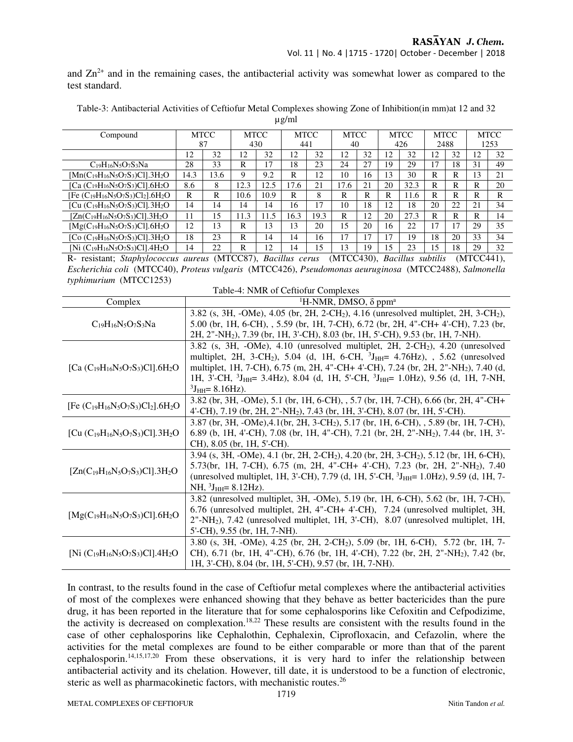and $Zn^{2+}$ and in the remaining cases, the antibacterial activity was somewhat lower as compared to the test standard.

Table-3: Antibacterial Activities of Ceftiofur Metal Complexes showing Zone of Inhibition(in mm)at 12 and 32 µg/ml

| Compound | MTCC 87 | | MTCC 430 | | MTCC 441 | | MTCC 40 | | MTCC 426 | | MTCC 2488 | | MTCC 1253 | |
|---|---|---|---|---|---|---|---|---|---|---|---|---|---|---|
| | 12 | 32 | 12 | 32 | 12 | 32 | 12 | 32 | 12 | 32 | 12 | 32 | 12 | 32 |
| $C_{19}H_{16}N_5O_7S_3Na$ | 28 | 33 | R | 17 | 18 | 23 | 24 | 27 | 19 | 29 | 17 | 18 | 31 | 49 |
| $[Mn(C_{19}H_{16}N_5O_7S_3)Cl].3H_2O$ | 14.3 | 13.6 | 9 | 9.2 | R | 12 | 10 | 16 | 13 | 30 | R | R | 13 | 21 |
| $[Ca(C_{19}H_{16}N_5O_7S_3)Cl].6H_2O$ | 8.6 | 8 | 12.3 | 12.5 | 17.6 | 21 | 17.6 | 21 | 20 | 32.3 | R | R | R | 20 |
| $[Fe(C_{19}H_{16}N_5O_7S_3)Cl_2].6H_2O$ | R | R | 10.6 | 10.9 | R | 8 | R | R | R | 11.6 | R | R | R | R |
| $[Cu(C_{19}H_{16}N_5O_7S_3)Cl].3H_2O$ | 14 | 14 | 14 | 14 | 16 | 17 | 10 | 18 | 12 | 18 | 20 | 22 | 21 | 34 |
| $[Zn(C_{19}H_{16}N_5O_7S_3)Cl].3H_2O$ | 11 | 15 | 11.3 | 11.5 | 16.3 | 19.3 | R | 12 | 20 | 27.3 | R | R | R | 14 |
| $[Mg(C_{19}H_{16}N_5O_7S_3)Cl].6H_2O$ | 12 | 13 | R | 13 | 13 | 20 | 15 | 20 | 16 | 22 | 17 | 17 | 29 | 35 |
| $[Co(C_{19}H_{16}N_5O_7S_3)Cl].3H_2O$ | 18 | 23 | R | 14 | 14 | 16 | 17 | 17 | 17 | 19 | 18 | 20 | 33 | 34 |
| $[Ni(C_{19}H_{16}N_5O_7S_3)Cl].4H_2O$ | 14 | 22 | R | 12 | 14 | 15 | 13 | 19 | 15 | 23 | 15 | 18 | 29 | 32 |

R- resistant; *Staphylococcus aureus* (MTCC87), *Bacillus cerus* (MTCC430), *Bacillus subtilis* (MTCC441), *Escherichia coli* (MTCC40), *Proteus vulgaris* (MTCC426), *Pseudomonas aeuruginosa* (MTCC2488), *Salmonella typhimurium* (MTCC1253)

Table-4: NMR of Ceftiofur Complexes

| Complex | $^1$H-NMR, DMSO, δ ppm[a] |
|---|---|
| $C_{19}H_{16}N_5O_7S_3Na$ | 3.82 (s, 3H, -OMe), 4.05 (br, 2H, 2-CH$_2$), 4.16 (unresolved multiplet, 2H, 3-CH$_2$), 5.00 (br, 1H, 6-CH), , 5.59 (br, 1H, 7-CH), 6.72 (br, 2H, 4"-CH+ 4'-CH), 7.23 (br, 2H, 2"-NH$_2$), 7.39 (br, 1H, 3'-CH), 8.03 (br, 1H, 5'-CH), 9.53 (br, 1H, 7-NH). |
| $[Ca(C_{19}H_{16}N_5O_7S_3)Cl].6H_2O$ | 3.82 (s, 3H, -OMe), 4.10 (unresolved multiplet, 2H, 2-CH$_2$), 4.20 (unresolved multiplet, 2H, 3-CH$_2$), 5.04 (d, 1H, 6-CH, $^3J_{HH}$= 4.76Hz), , 5.62 (unresolved multiplet, 1H, 7-CH), 6.75 (m, 2H, 4"-CH+ 4'-CH), 7.24 (br, 2H, 2"-NH$_2$), 7.40 (d, 1H, 3'-CH, $^3J_{HH}$= 3.4Hz), 8.04 (d, 1H, 5'-CH, $^3J_{HH}$= 1.0Hz), 9.56 (d, 1H, 7-NH, $^3J_{HH}$= 8.16Hz). |
| $[Fe(C_{19}H_{16}N_5O_7S_3)Cl_2].6H_2O$ | 3.82 (br, 3H, -OMe), 5.1 (br, 1H, 6-CH), , 5.7 (br, 1H, 7-CH), 6.66 (br, 2H, 4"-CH+ 4'-CH), 7.19 (br, 2H, 2"-NH$_2$), 7.43 (br, 1H, 3'-CH), 8.07 (br, 1H, 5'-CH). |
| $[Cu(C_{19}H_{16}N_5O_7S_3)Cl].3H_2O$ | 3.87 (br, 3H, -OMe),4.1(br, 2H, 3-CH$_2$), 5.17 (br, 1H, 6-CH), , 5.89 (br, 1H, 7-CH), 6.89 (b, 1H, 4'-CH), 7.08 (br, 1H, 4"-CH), 7.21 (br, 2H, 2"-NH$_2$), 7.44 (br, 1H, 3'-CH), 8.05 (br, 1H, 5'-CH). |
| $[Zn(C_{19}H_{16}N_5O_7S_3)Cl].3H_2O$ | 3.94 (s, 3H, -OMe), 4.1 (br, 2H, 2-CH$_2$), 4.20 (br, 2H, 3-CH$_2$), 5.12 (br, 1H, 6-CH), 5.73(br, 1H, 7-CH), 6.75 (m, 2H, 4"-CH+ 4'-CH), 7.23 (br, 2H, 2"-NH$_2$), 7.40 (unresolved multiplet, 1H, 3'-CH), 7.79 (d, 1H, 5'-CH, $^3J_{HH}$= 1.0Hz), 9.59 (d, 1H, 7-NH, $^3J_{HH}$= 8.12Hz). |
| $[Mg(C_{19}H_{16}N_5O_7S_3)Cl].6H_2O$ | 3.82 (unresolved multiplet, 3H, -OMe), 5.19 (br, 1H, 6-CH), 5.62 (br, 1H, 7-CH), 6.76 (unresolved multiplet, 2H, 4"-CH+ 4'-CH), 7.24 (unresolved multiplet, 3H, 2"-NH$_2$), 7.42 (unresolved multiplet, 1H, 3'-CH), 8.07 (unresolved multiplet, 1H, 5'-CH), 9.55 (br, 1H, 7-NH). |
| $[Ni(C_{19}H_{16}N_5O_7S_3)Cl].4H_2O$ | 3.80 (s, 3H, -OMe), 4.25 (br, 2H, 2-CH$_2$), 5.09 (br, 1H, 6-CH), 5.72 (br, 1H, 7-CH), 6.71 (br, 1H, 4"-CH), 6.76 (br, 1H, 4'-CH), 7.22 (br, 2H, 2"-NH$_2$), 7.42 (br, 1H, 3'-CH), 8.04 (br, 1H, 5'-CH), 9.57 (br, 1H, 7-NH). |

In contrast, to the results found in the case of Ceftiofur metal complexes where the antibacterial activities of most of the complexes were enhanced showing that they behave as better bactericides than the pure drug, it has been reported in the literature that for some cephalosporins like Cefoxitin and Cefpodizime, the activity is decreased on complexation.[18,22] These results are consistent with the results found in the case of other cephalosporins like Cephalothin, Cephalexin, Ciprofloxacin, and Cefazolin, where the activities for the metal complexes are found to be either comparable or more than that of the parent cephalosporin.[14,15,17,20] From these observations, it is very hard to infer the relationship between antibacterial activity and its chelation. However, till date, it is understood to be a function of electronic, steric as well as pharmacokinetic factors, with mechanistic routes.[26]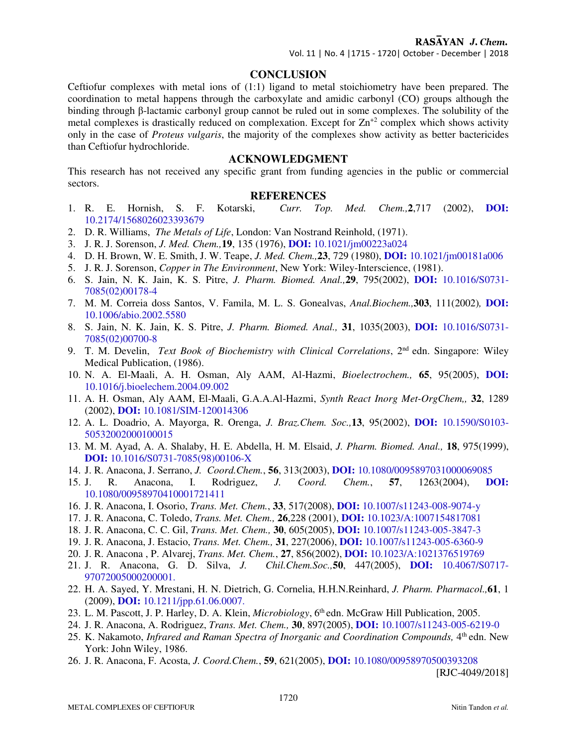## CONCLUSION

Ceftiofur complexes with metal ions of (1:1) ligand to metal stoichiometry have been prepared. The coordination to metal happens through the carboxylate and amidic carbonyl (CO) groups although the binding through β-lactamic carbonyl group cannot be ruled out in some complexes. The solubility of the metal complexes is drastically reduced on complexation. Except for $Zn^{+2}$ complex which shows activity only in the case of *Proteus vulgaris*, the majority of the complexes show activity as better bactericides than Ceftiofur hydrochloride.

## ACKNOWLEDGMENT

This research has not received any specific grant from funding agencies in the public or commercial sectors.

## REFERENCES

1. R. E. Hornish, S. F. Kotarski, *Curr. Top. Med. Chem.,***2**,717 (2002), **DOI:** 10.2174/1568026023393679
2. D. R. Williams, *The Metals of Life*, London: Van Nostrand Reinhold, (1971).
3. J. R. J. Sorenson, *J. Med. Chem.,***19**, 135 (1976), **DOI:** 10.1021/jm00223a024
4. D. H. Brown, W. E. Smith, J. W. Teape, *J. Med. Chem.,***23**, 729 (1980), **DOI:** 10.1021/jm00181a006
5. J. R. J. Sorenson, *Copper in The Environment*, New York: Wiley-Interscience, (1981).
6. S. Jain, N. K. Jain, K. S. Pitre, *J. Pharm. Biomed. Anal.,***29**, 795(2002), **DOI:** 10.1016/S0731-7085(02)00178-4
7. M. M. Correia doss Santos, V. Famila, M. L. S. Gonealvas, *Anal.Biochem.,***303**, 111(2002), **DOI:** 10.1006/abio.2002.5580
8. S. Jain, N. K. Jain, K. S. Pitre, *J. Pharm. Biomed. Anal.,* **31**, 1035(2003), **DOI:** 10.1016/S0731-7085(02)00700-8
9. T. M. Develin, *Text Book of Biochemistry with Clinical Correlations*, 2nd edn. Singapore: Wiley Medical Publication, (1986).
10. N. A. El-Maali, A. H. Osman, Aly AAM, Al-Hazmi, *Bioelectrochem.,* **65**, 95(2005), **DOI:** 10.1016/j.bioelechem.2004.09.002
11. A. H. Osman, Aly AAM, El-Maali, G.A.A.Al-Hazmi, *Synth React Inorg Met-OrgChem,,* **32**, 1289 (2002), **DOI:** 10.1081/SIM-120014306
12. A. L. Doadrio, A. Mayorga, R. Orenga, *J. Braz.Chem. Soc.,***13**, 95(2002), **DOI:** 10.1590/S0103-50532002000100015
13. M. M. Ayad, A. A. Shalaby, H. E. Abdella, H. M. Elsaid, *J. Pharm. Biomed. Anal.,* **18**, 975(1999), **DOI:** 10.1016/S0731-7085(98)00106-X
14. J. R. Anacona, J. Serrano, *J. Coord.Chem.*, **56**, 313(2003), **DOI:** 10.1080/0095897031000069085
15. J. R. Anacona, I. Rodriguez, *J. Coord. Chem.*, **57**, 1263(2004), **DOI:** 10.1080/00958970410001721411
16. J. R. Anacona, I. Osorio, *Trans. Met. Chem.*, **33**, 517(2008), **DOI:** 10.1007/s11243-008-9074-y
17. J. R. Anacona, C. Toledo, *Trans. Met. Chem.,* **26**,228 (2001), **DOI:** 10.1023/A:1007154817081
18. J. R. Anacona, C. C. Gil, *Trans. Met. Chem.,* **30**, 605(2005), **DOI:** 10.1007/s11243-005-3847-3
19. J. R. Anacona, J. Estacio, *Trans. Met. Chem.,* **31**, 227(2006), **DOI:** 10.1007/s11243-005-6360-9
20. J. R. Anacona , P. Alvarej, *Trans. Met. Chem.*, **27**, 856(2002), **DOI:** 10.1023/A:1021376519769
21. J. R. Anacona, G. D. Silva, *J. Chil.Chem.Soc.,***50**, 447(2005), **DOI:** 10.4067/S0717-97072005000200001.
22. H. A. Sayed, Y. Mrestani, H. N. Dietrich, G. Cornelia, H.H.N.Reinhard, *J. Pharm. Pharmacol.,***61**, 1 (2009), **DOI:** 10.1211/jpp.61.06.0007.
23. L. M. Pascott, J. P. Harley, D. A. Klein, *Microbiology*, 6th edn. McGraw Hill Publication, 2005.
24. J. R. Anacona, A. Rodriguez, *Trans. Met. Chem.,* **30**, 897(2005), **DOI:** 10.1007/s11243-005-6219-0
25. K. Nakamoto, *Infrared and Raman Spectra of Inorganic and Coordination Compounds,* 4th edn. New York: John Wiley, 1986.
26. J. R. Anacona, F. Acosta, *J. Coord.Chem.*, **59**, 621(2005), **DOI:** 10.1080/00958970500393208

[RJC-4049/2018]